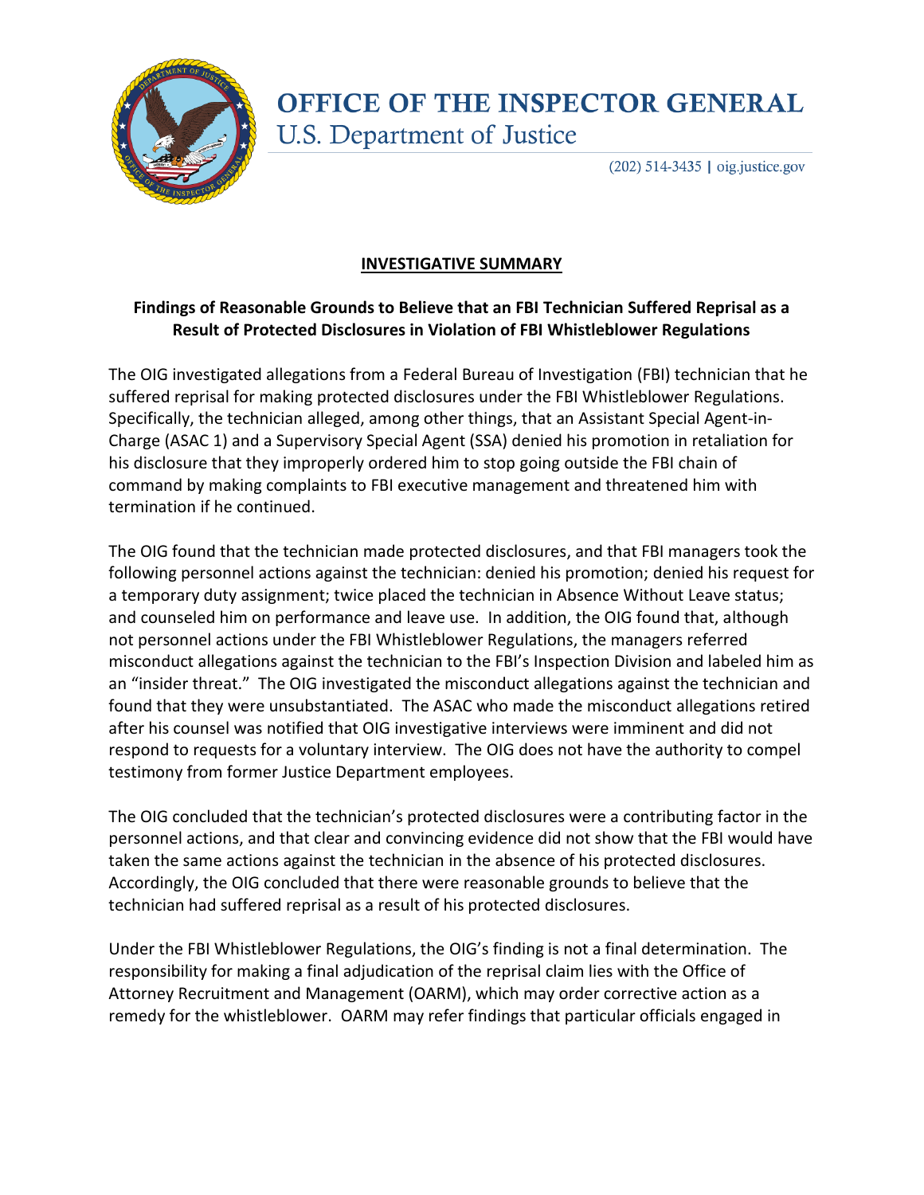# OFFICE OF THE INSPECTOR GENERAL

U.S. Department of Justice

(202) 514-3435 | oig.justice.gov

## INVESTIGATIVE SUMMARY

### Findings of Reasonable Grounds to Believe that an FBI Technician Suffered Reprisal as a Result of Protected Disclosures in Violation of FBI Whistleblower Regulations

The OIG investigated allegations from a Federal Bureau of Investigation (FBI) technician that he suffered reprisal for making protected disclosures under the FBI Whistleblower Regulations. Specifically, the technician alleged, among other things, that an Assistant Special Agent-in-Charge (ASAC 1) and a Supervisory Special Agent (SSA) denied his promotion in retaliation for his disclosure that they improperly ordered him to stop going outside the FBI chain of command by making complaints to FBI executive management and threatened him with termination if he continued.

The OIG found that the technician made protected disclosures, and that FBI managers took the following personnel actions against the technician: denied his promotion; denied his request for a temporary duty assignment; twice placed the technician in Absence Without Leave status; and counseled him on performance and leave use. In addition, the OIG found that, although not personnel actions under the FBI Whistleblower Regulations, the managers referred misconduct allegations against the technician to the FBI's Inspection Division and labeled him as an "insider threat." The OIG investigated the misconduct allegations against the technician and found that they were unsubstantiated. The ASAC who made the misconduct allegations retired after his counsel was notified that OIG investigative interviews were imminent and did not respond to requests for a voluntary interview. The OIG does not have the authority to compel testimony from former Justice Department employees.

The OIG concluded that the technician's protected disclosures were a contributing factor in the personnel actions, and that clear and convincing evidence did not show that the FBI would have taken the same actions against the technician in the absence of his protected disclosures. Accordingly, the OIG concluded that there were reasonable grounds to believe that the technician had suffered reprisal as a result of his protected disclosures.

Under the FBI Whistleblower Regulations, the OIG's finding is not a final determination. The responsibility for making a final adjudication of the reprisal claim lies with the Office of Attorney Recruitment and Management (OARM), which may order corrective action as a remedy for the whistleblower. OARM may refer findings that particular officials engaged in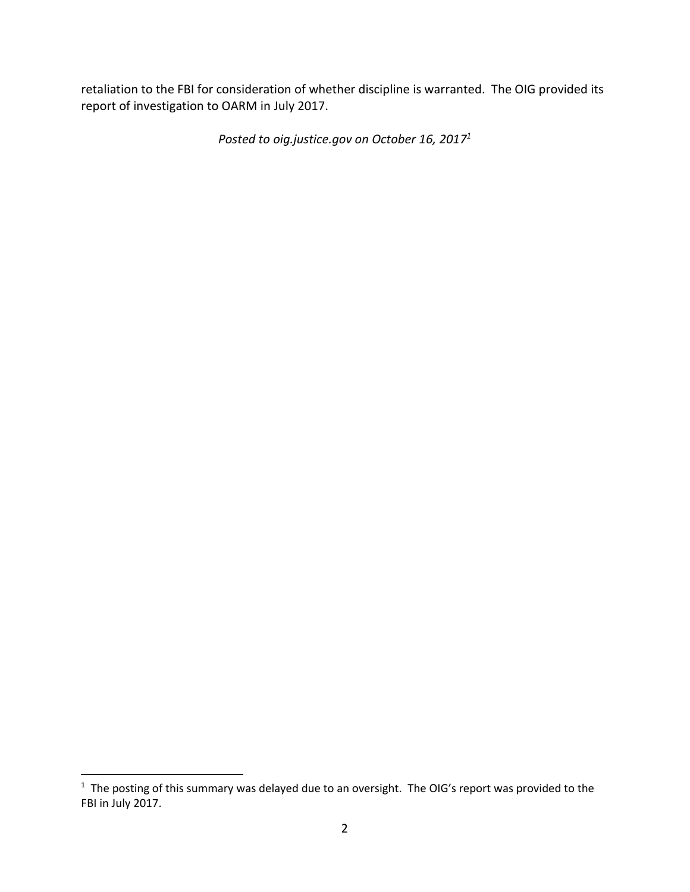retaliation to the FBI for consideration of whether discipline is warranted. The OIG provided its report of investigation to OARM in July 2017.

*Posted to oig.justice.gov on October 16, 2017*[1]

[1] The posting of this summary was delayed due to an oversight. The OIG's report was provided to the FBI in July 2017.